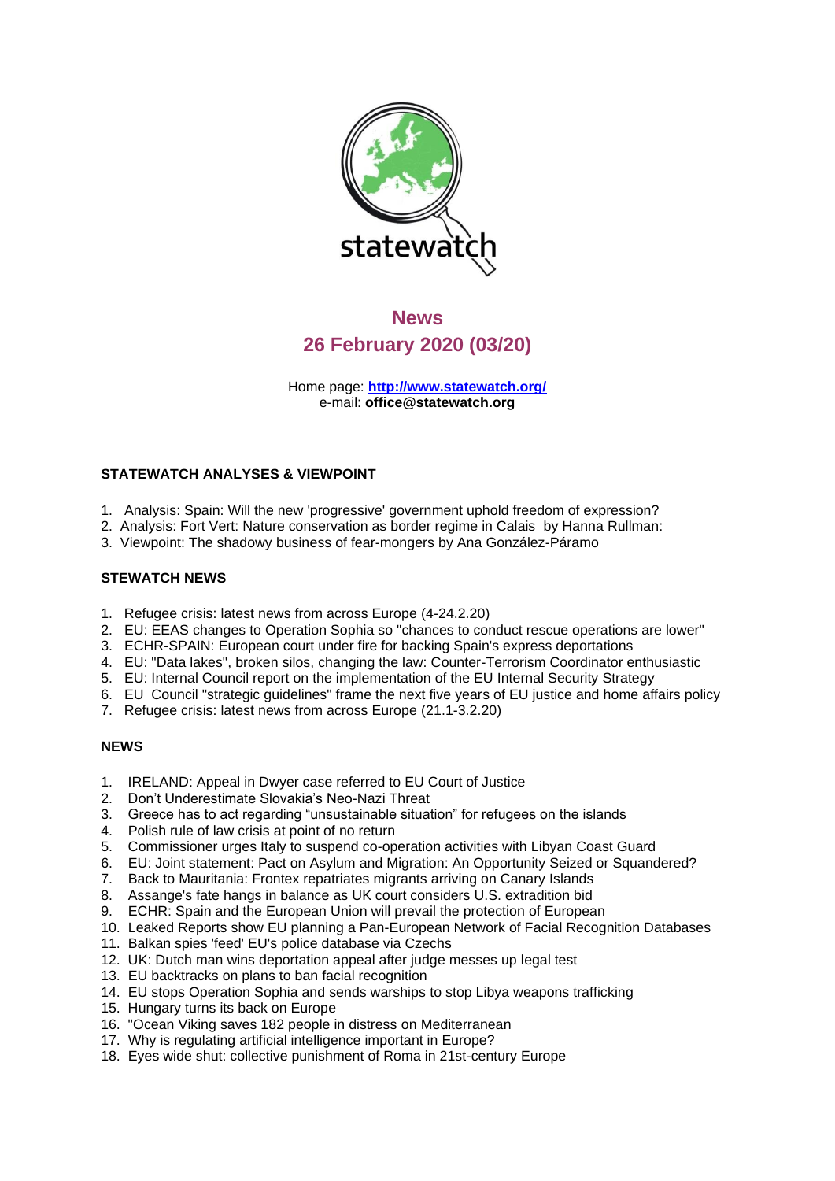statewatch

# News

## 26 February 2020 (03/20)

Home page: **http://www.statewatch.org/**
e-mail: **office@statewatch.org**

### STATEWATCH ANALYSES & VIEWPOINT

1. Analysis: Spain: Will the new 'progressive' government uphold freedom of expression?
2. Analysis: Fort Vert: Nature conservation as border regime in Calais by Hanna Rullman:
3. Viewpoint: The shadowy business of fear-mongers by Ana González-Páramo

### STEWATCH NEWS

1. Refugee crisis: latest news from across Europe (4-24.2.20)
2. EU: EEAS changes to Operation Sophia so "chances to conduct rescue operations are lower"
3. ECHR-SPAIN: European court under fire for backing Spain's express deportations
4. EU: "Data lakes", broken silos, changing the law: Counter-Terrorism Coordinator enthusiastic
5. EU: Internal Council report on the implementation of the EU Internal Security Strategy
6. EU Council "strategic guidelines" frame the next five years of EU justice and home affairs policy
7. Refugee crisis: latest news from across Europe (21.1-3.2.20)

### NEWS

1. IRELAND: Appeal in Dwyer case referred to EU Court of Justice
2. Don't Underestimate Slovakia's Neo-Nazi Threat
3. Greece has to act regarding "unsustainable situation" for refugees on the islands
4. Polish rule of law crisis at point of no return
5. Commissioner urges Italy to suspend co-operation activities with Libyan Coast Guard
6. EU: Joint statement: Pact on Asylum and Migration: An Opportunity Seized or Squandered?
7. Back to Mauritania: Frontex repatriates migrants arriving on Canary Islands
8. Assange's fate hangs in balance as UK court considers U.S. extradition bid
9. ECHR: Spain and the European Union will prevail the protection of European
10. Leaked Reports show EU planning a Pan-European Network of Facial Recognition Databases
11. Balkan spies 'feed' EU's police database via Czechs
12. UK: Dutch man wins deportation appeal after judge messes up legal test
13. EU backtracks on plans to ban facial recognition
14. EU stops Operation Sophia and sends warships to stop Libya weapons trafficking
15. Hungary turns its back on Europe
16. "Ocean Viking saves 182 people in distress on Mediterranean
17. Why is regulating artificial intelligence important in Europe?
18. Eyes wide shut: collective punishment of Roma in 21st-century Europe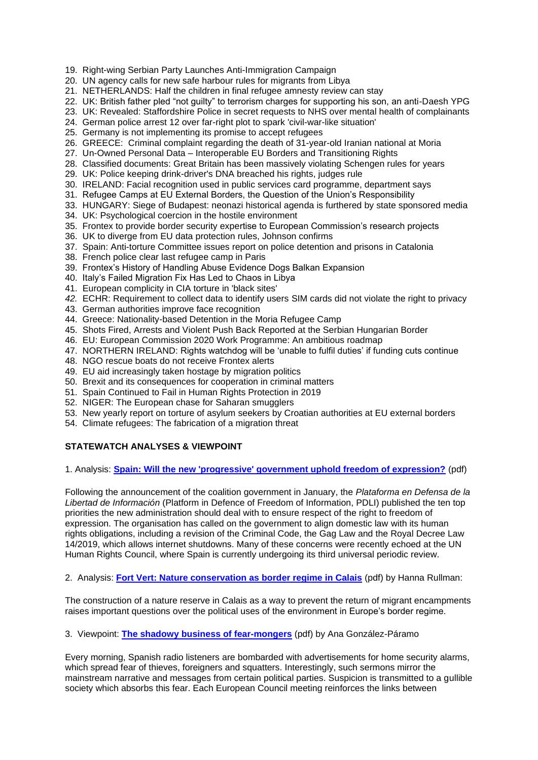19. Right-wing Serbian Party Launches Anti-Immigration Campaign
20. UN agency calls for new safe harbour rules for migrants from Libya
21. NETHERLANDS: Half the children in final refugee amnesty review can stay
22. UK: British father pled "not guilty" to terrorism charges for supporting his son, an anti-Daesh YPG
23. UK: Revealed: Staffordshire Police in secret requests to NHS over mental health of complainants
24. German police arrest 12 over far-right plot to spark 'civil-war-like situation'
25. Germany is not implementing its promise to accept refugees
26. GREECE: Criminal complaint regarding the death of 31-year-old Iranian national at Moria
27. Un-Owned Personal Data – Interoperable EU Borders and Transitioning Rights
28. Classified documents: Great Britain has been massively violating Schengen rules for years
29. UK: Police keeping drink-driver's DNA breached his rights, judges rule
30. IRELAND: Facial recognition used in public services card programme, department says
31. Refugee Camps at EU External Borders, the Question of the Union's Responsibility
33. HUNGARY: Siege of Budapest: neonazi historical agenda is furthered by state sponsored media
34. UK: Psychological coercion in the hostile environment
35. Frontex to provide border security expertise to European Commission's research projects
36. UK to diverge from EU data protection rules, Johnson confirms
37. Spain: Anti-torture Committee issues report on police detention and prisons in Catalonia
38. French police clear last refugee camp in Paris
39. Frontex's History of Handling Abuse Evidence Dogs Balkan Expansion
40. Italy's Failed Migration Fix Has Led to Chaos in Libya
41. European complicity in CIA torture in 'black sites'
*42.* ECHR: Requirement to collect data to identify users SIM cards did not violate the right to privacy
43. German authorities improve face recognition
44. Greece: Nationality-based Detention in the Moria Refugee Camp
45. Shots Fired, Arrests and Violent Push Back Reported at the Serbian Hungarian Border
46. EU: European Commission 2020 Work Programme: An ambitious roadmap
47. NORTHERN IRELAND: Rights watchdog will be 'unable to fulfil duties' if funding cuts continue
48. NGO rescue boats do not receive Frontex alerts
49. EU aid increasingly taken hostage by migration politics
50. Brexit and its consequences for cooperation in criminal matters
51. Spain Continued to Fail in Human Rights Protection in 2019
52. NIGER: The European chase for Saharan smugglers
53. New yearly report on torture of asylum seekers by Croatian authorities at EU external borders
54. Climate refugees: The fabrication of a migration threat

**STATEWATCH ANALYSES & VIEWPOINT**

1. Analysis: **Spain: Will the new 'progressive' government uphold freedom of expression?** (pdf)

Following the announcement of the coalition government in January, the *Plataforma en Defensa de la Libertad de Información* (Platform in Defence of Freedom of Information, PDLI) published the ten top priorities the new administration should deal with to ensure respect of the right to freedom of expression. The organisation has called on the government to align domestic law with its human rights obligations, including a revision of the Criminal Code, the Gag Law and the Royal Decree Law 14/2019, which allows internet shutdowns. Many of these concerns were recently echoed at the UN Human Rights Council, where Spain is currently undergoing its third universal periodic review.

2. Analysis: **Fort Vert: Nature conservation as border regime in Calais** (pdf) by Hanna Rullman:

The construction of a nature reserve in Calais as a way to prevent the return of migrant encampments raises important questions over the political uses of the environment in Europe's border regime.

3. Viewpoint: **The shadowy business of fear-mongers** (pdf) by Ana González-Páramo

Every morning, Spanish radio listeners are bombarded with advertisements for home security alarms, which spread fear of thieves, foreigners and squatters. Interestingly, such sermons mirror the mainstream narrative and messages from certain political parties. Suspicion is transmitted to a gullible society which absorbs this fear. Each European Council meeting reinforces the links between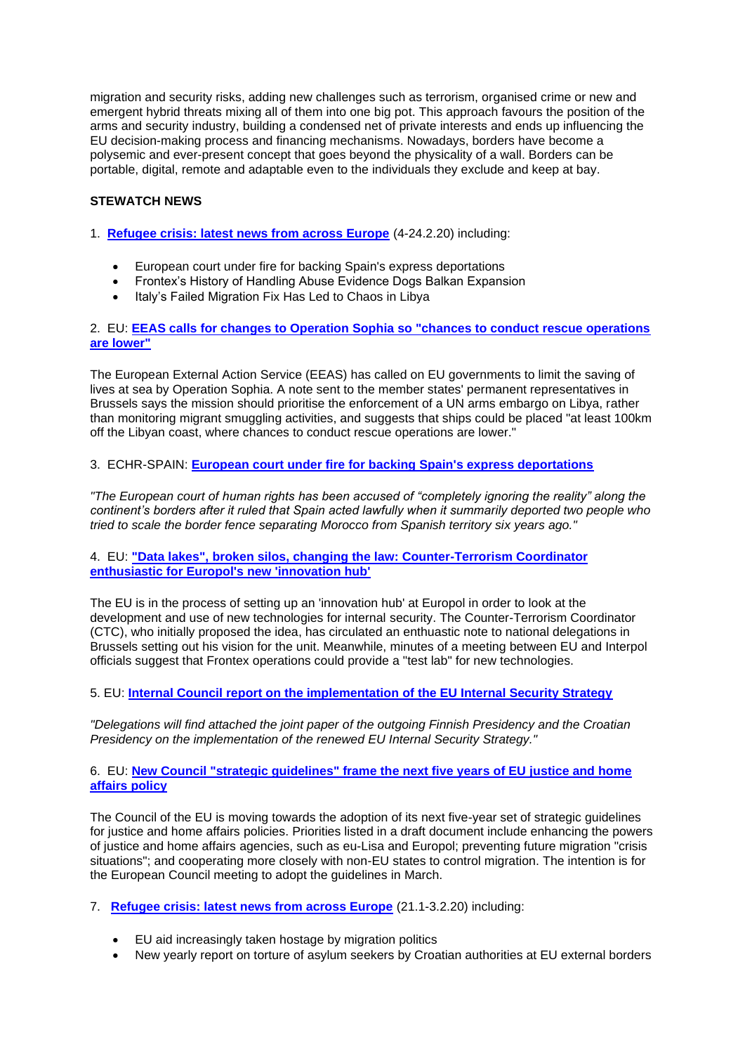migration and security risks, adding new challenges such as terrorism, organised crime or new and emergent hybrid threats mixing all of them into one big pot. This approach favours the position of the arms and security industry, building a condensed net of private interests and ends up influencing the EU decision-making process and financing mechanisms. Nowadays, borders have become a polysemic and ever-present concept that goes beyond the physicality of a wall. Borders can be portable, digital, remote and adaptable even to the individuals they exclude and keep at bay.

**STEWATCH NEWS**

1. **Refugee crisis: latest news from across Europe** (4-24.2.20) including:

- European court under fire for backing Spain's express deportations
- Frontex's History of Handling Abuse Evidence Dogs Balkan Expansion
- Italy's Failed Migration Fix Has Led to Chaos in Libya

2. EU: **EEAS calls for changes to Operation Sophia so "chances to conduct rescue operations are lower"**

The European External Action Service (EEAS) has called on EU governments to limit the saving of lives at sea by Operation Sophia. A note sent to the member states' permanent representatives in Brussels says the mission should prioritise the enforcement of a UN arms embargo on Libya, rather than monitoring migrant smuggling activities, and suggests that ships could be placed "at least 100km off the Libyan coast, where chances to conduct rescue operations are lower."

3. ECHR-SPAIN: **European court under fire for backing Spain's express deportations**

*"The European court of human rights has been accused of "completely ignoring the reality" along the continent's borders after it ruled that Spain acted lawfully when it summarily deported two people who tried to scale the border fence separating Morocco from Spanish territory six years ago."*

4. EU: **"Data lakes", broken silos, changing the law: Counter-Terrorism Coordinator enthusiastic for Europol's new 'innovation hub'**

The EU is in the process of setting up an 'innovation hub' at Europol in order to look at the development and use of new technologies for internal security. The Counter-Terrorism Coordinator (CTC), who initially proposed the idea, has circulated an enthusiastic note to national delegations in Brussels setting out his vision for the unit. Meanwhile, minutes of a meeting between EU and Interpol officials suggest that Frontex operations could provide a "test lab" for new technologies.

5. EU: **Internal Council report on the implementation of the EU Internal Security Strategy**

*"Delegations will find attached the joint paper of the outgoing Finnish Presidency and the Croatian Presidency on the implementation of the renewed EU Internal Security Strategy."*

6. EU: **New Council "strategic guidelines" frame the next five years of EU justice and home affairs policy**

The Council of the EU is moving towards the adoption of its next five-year set of strategic guidelines for justice and home affairs policies. Priorities listed in a draft document include enhancing the powers of justice and home affairs agencies, such as eu-Lisa and Europol; preventing future migration "crisis situations"; and cooperating more closely with non-EU states to control migration. The intention is for the European Council meeting to adopt the guidelines in March.

7. **Refugee crisis: latest news from across Europe** (21.1-3.2.20) including:

- EU aid increasingly taken hostage by migration politics
- New yearly report on torture of asylum seekers by Croatian authorities at EU external borders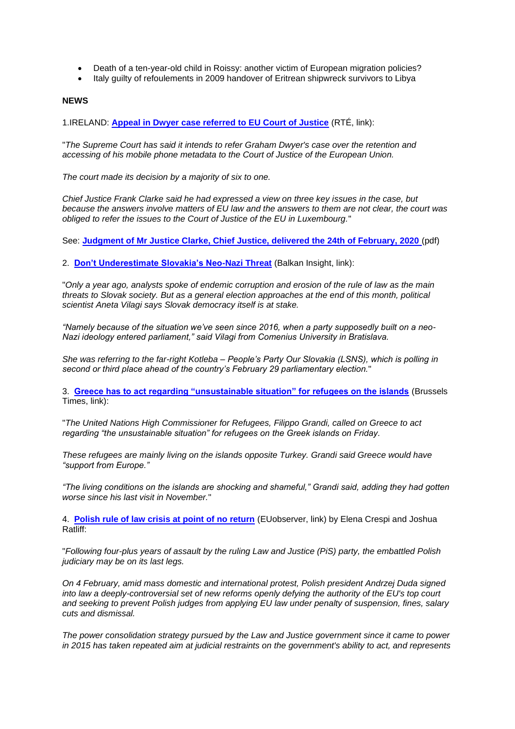- Death of a ten-year-old child in Roissy: another victim of European migration policies?
- Italy guilty of refoulements in 2009 handover of Eritrean shipwreck survivors to Libya

**NEWS**

1.IRELAND: **Appeal in Dwyer case referred to EU Court of Justice** (RTÉ, link):

"*The Supreme Court has said it intends to refer Graham Dwyer's case over the retention and accessing of his mobile phone metadata to the Court of Justice of the European Union.*

*The court made its decision by a majority of six to one.*

*Chief Justice Frank Clarke said he had expressed a view on three key issues in the case, but because the answers involve matters of EU law and the answers to them are not clear, the court was obliged to refer the issues to the Court of Justice of the EU in Luxembourg.*"

See: **Judgment of Mr Justice Clarke, Chief Justice, delivered the 24th of February, 2020** (pdf)

2. **Don't Underestimate Slovakia's Neo-Nazi Threat** (Balkan Insight, link):

"*Only a year ago, analysts spoke of endemic corruption and erosion of the rule of law as the main threats to Slovak society. But as a general election approaches at the end of this month, political scientist Aneta Vilagi says Slovak democracy itself is at stake.*

*"Namely because of the situation we've seen since 2016, when a party supposedly built on a neo-Nazi ideology entered parliament," said Vilagi from Comenius University in Bratislava.*

*She was referring to the far-right Kotleba – People's Party Our Slovakia (LSNS), which is polling in second or third place ahead of the country's February 29 parliamentary election.*"

3. **Greece has to act regarding "unsustainable situation" for refugees on the islands** (Brussels Times, link):

"*The United Nations High Commissioner for Refugees, Filippo Grandi, called on Greece to act regarding "the unsustainable situation" for refugees on the Greek islands on Friday.*

*These refugees are mainly living on the islands opposite Turkey. Grandi said Greece would have "support from Europe."*

*"The living conditions on the islands are shocking and shameful," Grandi said, adding they had gotten worse since his last visit in November.*"

4. **Polish rule of law crisis at point of no return** (EUobserver, link) by Elena Crespi and Joshua Ratliff:

"*Following four-plus years of assault by the ruling Law and Justice (PiS) party, the embattled Polish judiciary may be on its last legs.*

*On 4 February, amid mass domestic and international protest, Polish president Andrzej Duda signed into law a deeply-controversial set of new reforms openly defying the authority of the EU's top court and seeking to prevent Polish judges from applying EU law under penalty of suspension, fines, salary cuts and dismissal.*

*The power consolidation strategy pursued by the Law and Justice government since it came to power in 2015 has taken repeated aim at judicial restraints on the government's ability to act, and represents*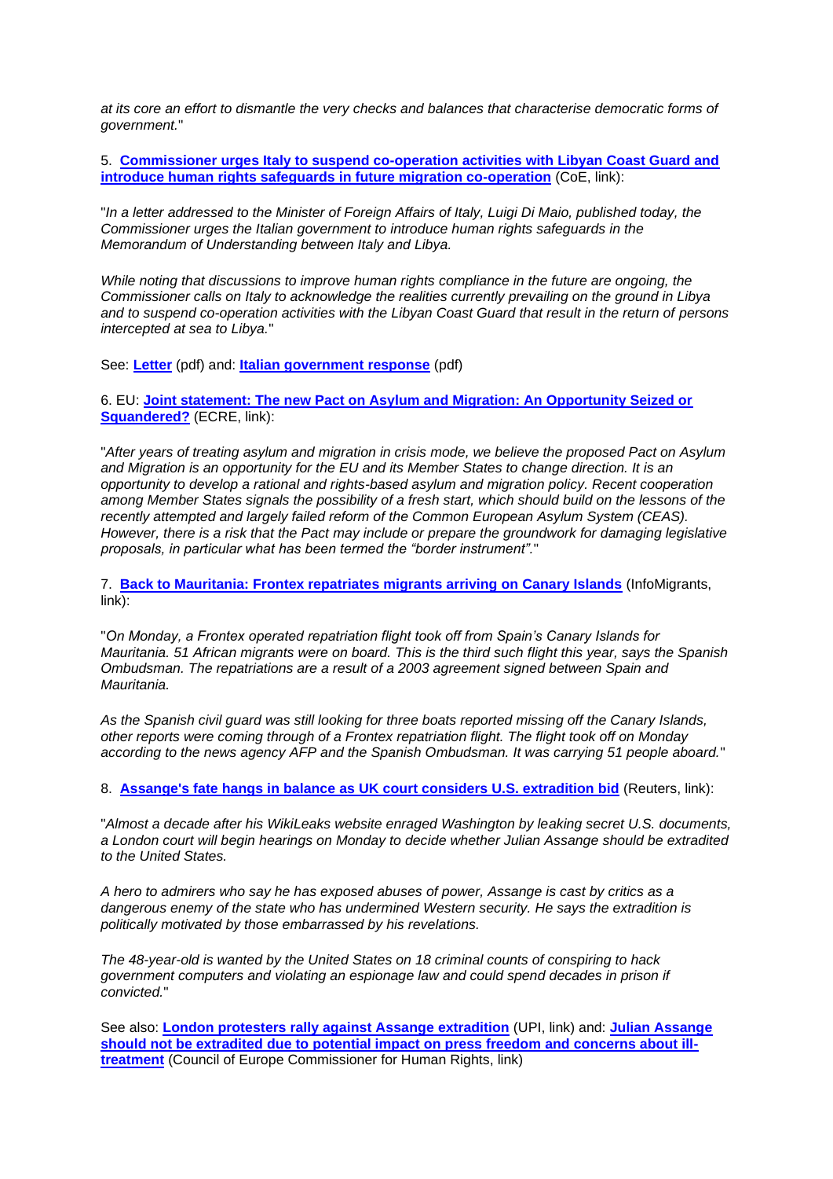*at its core an effort to dismantle the very checks and balances that characterise democratic forms of government.*"

5. **Commissioner urges Italy to suspend co-operation activities with Libyan Coast Guard and introduce human rights safeguards in future migration co-operation** (CoE, link):

"*In a letter addressed to the Minister of Foreign Affairs of Italy, Luigi Di Maio, published today, the Commissioner urges the Italian government to introduce human rights safeguards in the Memorandum of Understanding between Italy and Libya.*

*While noting that discussions to improve human rights compliance in the future are ongoing, the Commissioner calls on Italy to acknowledge the realities currently prevailing on the ground in Libya and to suspend co-operation activities with the Libyan Coast Guard that result in the return of persons intercepted at sea to Libya.*"

See: **Letter** (pdf) and: **Italian government response** (pdf)

6. EU: **Joint statement: The new Pact on Asylum and Migration: An Opportunity Seized or Squandered?** (ECRE, link):

"*After years of treating asylum and migration in crisis mode, we believe the proposed Pact on Asylum and Migration is an opportunity for the EU and its Member States to change direction. It is an opportunity to develop a rational and rights-based asylum and migration policy. Recent cooperation among Member States signals the possibility of a fresh start, which should build on the lessons of the recently attempted and largely failed reform of the Common European Asylum System (CEAS). However, there is a risk that the Pact may include or prepare the groundwork for damaging legislative proposals, in particular what has been termed the "border instrument".*"

7. **Back to Mauritania: Frontex repatriates migrants arriving on Canary Islands** (InfoMigrants, link):

"*On Monday, a Frontex operated repatriation flight took off from Spain's Canary Islands for Mauritania. 51 African migrants were on board. This is the third such flight this year, says the Spanish Ombudsman. The repatriations are a result of a 2003 agreement signed between Spain and Mauritania.*

*As the Spanish civil guard was still looking for three boats reported missing off the Canary Islands, other reports were coming through of a Frontex repatriation flight. The flight took off on Monday according to the news agency AFP and the Spanish Ombudsman. It was carrying 51 people aboard.*"

8. **Assange's fate hangs in balance as UK court considers U.S. extradition bid** (Reuters, link):

"*Almost a decade after his WikiLeaks website enraged Washington by leaking secret U.S. documents, a London court will begin hearings on Monday to decide whether Julian Assange should be extradited to the United States.*

*A hero to admirers who say he has exposed abuses of power, Assange is cast by critics as a dangerous enemy of the state who has undermined Western security. He says the extradition is politically motivated by those embarrassed by his revelations.*

*The 48-year-old is wanted by the United States on 18 criminal counts of conspiring to hack government computers and violating an espionage law and could spend decades in prison if convicted.*"

See also: **London protesters rally against Assange extradition** (UPI, link) and: **Julian Assange should not be extradited due to potential impact on press freedom and concerns about ill-treatment** (Council of Europe Commissioner for Human Rights, link)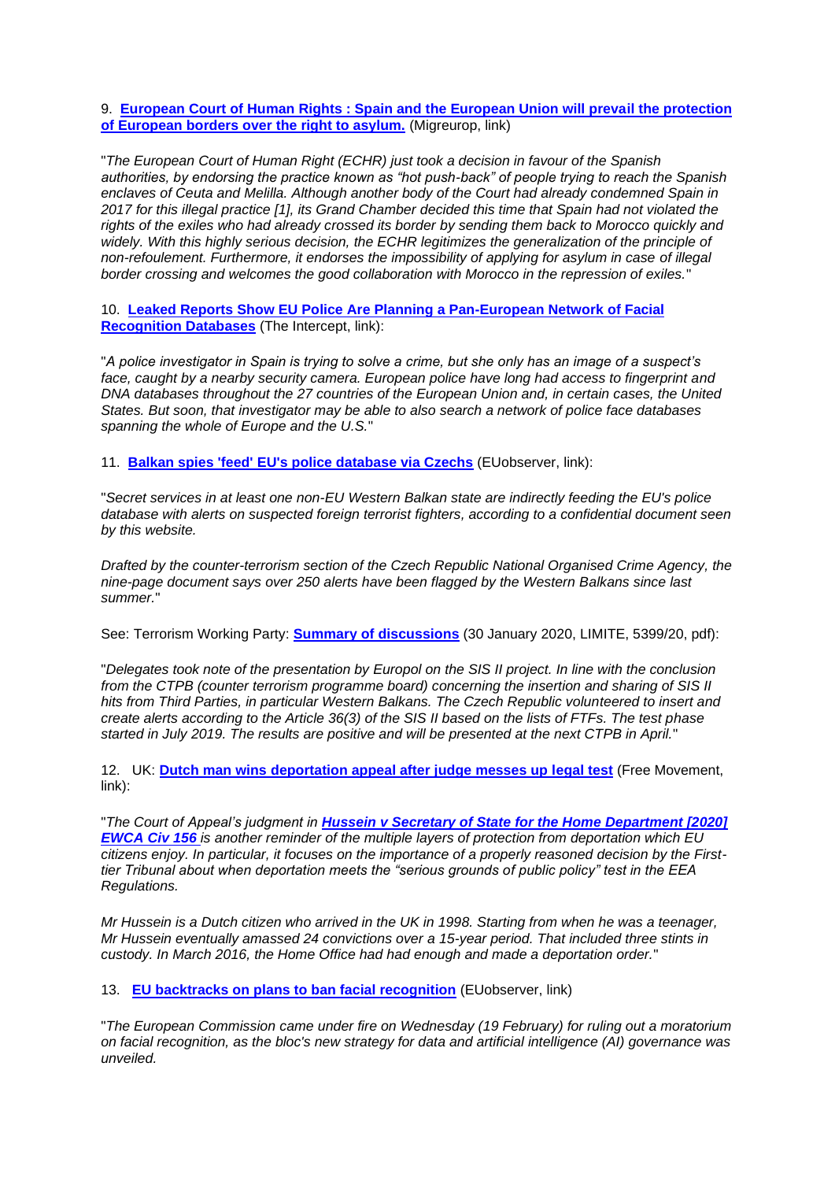9. **[European Court of Human Rights : Spain and the European Union will prevail the protection of European borders over the right to asylum.](link)** (Migreurop, link)

"*The European Court of Human Right (ECHR) just took a decision in favour of the Spanish authorities, by endorsing the practice known as "hot push-back" of people trying to reach the Spanish enclaves of Ceuta and Melilla. Although another body of the Court had already condemned Spain in 2017 for this illegal practice [1], its Grand Chamber decided this time that Spain had not violated the rights of the exiles who had already crossed its border by sending them back to Morocco quickly and widely. With this highly serious decision, the ECHR legitimizes the generalization of the principle of non-refoulement. Furthermore, it endorses the impossibility of applying for asylum in case of illegal border crossing and welcomes the good collaboration with Morocco in the repression of exiles.*"

10. **[Leaked Reports Show EU Police Are Planning a Pan-European Network of Facial Recognition Databases](link)** (The Intercept, link):

"*A police investigator in Spain is trying to solve a crime, but she only has an image of a suspect's face, caught by a nearby security camera. European police have long had access to fingerprint and DNA databases throughout the 27 countries of the European Union and, in certain cases, the United States. But soon, that investigator may be able to also search a network of police face databases spanning the whole of Europe and the U.S.*"

11. **[Balkan spies 'feed' EU's police database via Czechs](link)** (EUobserver, link):

"*Secret services in at least one non-EU Western Balkan state are indirectly feeding the EU's police database with alerts on suspected foreign terrorist fighters, according to a confidential document seen by this website.*

*Drafted by the counter-terrorism section of the Czech Republic National Organised Crime Agency, the nine-page document says over 250 alerts have been flagged by the Western Balkans since last summer.*"

See: Terrorism Working Party: **[Summary of discussions](link)** (30 January 2020, LIMITE, 5399/20, pdf):

"*Delegates took note of the presentation by Europol on the SIS II project. In line with the conclusion from the CTPB (counter terrorism programme board) concerning the insertion and sharing of SIS II hits from Third Parties, in particular Western Balkans. The Czech Republic volunteered to insert and create alerts according to the Article 36(3) of the SIS II based on the lists of FTFs. The test phase started in July 2019. The results are positive and will be presented at the next CTPB in April.*"

12. UK: **[Dutch man wins deportation appeal after judge messes up legal test](link)** (Free Movement, link):

"*The Court of Appeal's judgment in **[Hussein v Secretary of State for the Home Department [2020] EWCA Civ 156](link)** is another reminder of the multiple layers of protection from deportation which EU citizens enjoy. In particular, it focuses on the importance of a properly reasoned decision by the First-tier Tribunal about when deportation meets the "serious grounds of public policy" test in the EEA Regulations.*

*Mr Hussein is a Dutch citizen who arrived in the UK in 1998. Starting from when he was a teenager, Mr Hussein eventually amassed 24 convictions over a 15-year period. That included three stints in custody. In March 2016, the Home Office had had enough and made a deportation order.*"

13. **[EU backtracks on plans to ban facial recognition](link)** (EUobserver, link)

"*The European Commission came under fire on Wednesday (19 February) for ruling out a moratorium on facial recognition, as the bloc's new strategy for data and artificial intelligence (AI) governance was unveiled.*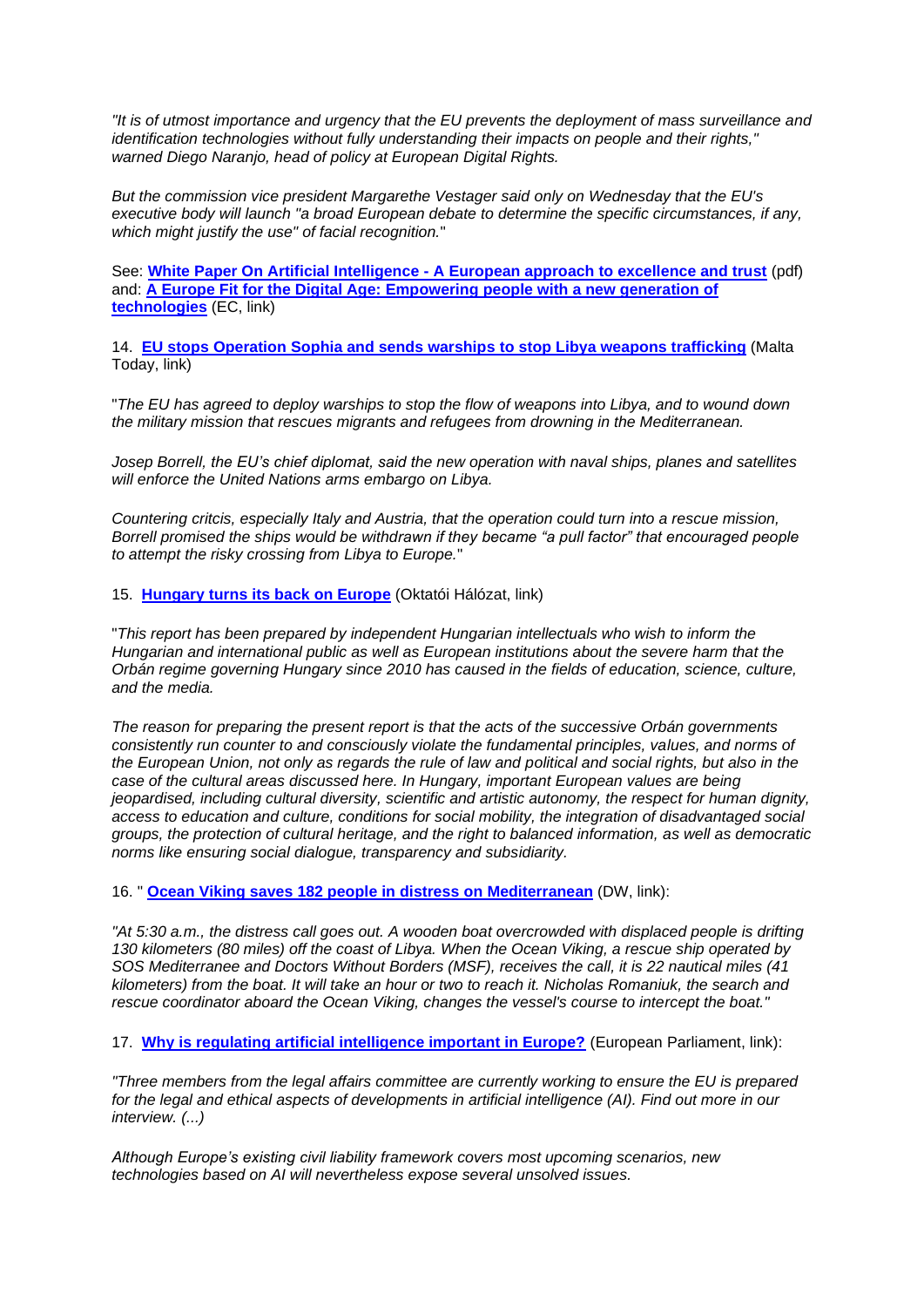*"It is of utmost importance and urgency that the EU prevents the deployment of mass surveillance and identification technologies without fully understanding their impacts on people and their rights," warned Diego Naranjo, head of policy at European Digital Rights.*

*But the commission vice president Margarethe Vestager said only on Wednesday that the EU's executive body will launch "a broad European debate to determine the specific circumstances, if any, which might justify the use" of facial recognition.*"

See: **White Paper On Artificial Intelligence - A European approach to excellence and trust** (pdf) and: **A Europe Fit for the Digital Age: Empowering people with a new generation of technologies** (EC, link)

14. **EU stops Operation Sophia and sends warships to stop Libya weapons trafficking** (Malta Today, link)

"*The EU has agreed to deploy warships to stop the flow of weapons into Libya, and to wound down the military mission that rescues migrants and refugees from drowning in the Mediterranean.*

*Josep Borrell, the EU's chief diplomat, said the new operation with naval ships, planes and satellites will enforce the United Nations arms embargo on Libya.*

*Countering critcis, especially Italy and Austria, that the operation could turn into a rescue mission, Borrell promised the ships would be withdrawn if they became "a pull factor" that encouraged people to attempt the risky crossing from Libya to Europe.*"

15. **Hungary turns its back on Europe** (Oktatói Hálózat, link)

"*This report has been prepared by independent Hungarian intellectuals who wish to inform the Hungarian and international public as well as European institutions about the severe harm that the Orbán regime governing Hungary since 2010 has caused in the fields of education, science, culture, and the media.*

*The reason for preparing the present report is that the acts of the successive Orbán governments consistently run counter to and consciously violate the fundamental principles, values, and norms of the European Union, not only as regards the rule of law and political and social rights, but also in the case of the cultural areas discussed here. In Hungary, important European values are being jeopardised, including cultural diversity, scientific and artistic autonomy, the respect for human dignity, access to education and culture, conditions for social mobility, the integration of disadvantaged social groups, the protection of cultural heritage, and the right to balanced information, as well as democratic norms like ensuring social dialogue, transparency and subsidiarity.*

16. " **Ocean Viking saves 182 people in distress on Mediterranean** (DW, link):

*"At 5:30 a.m., the distress call goes out. A wooden boat overcrowded with displaced people is drifting 130 kilometers (80 miles) off the coast of Libya. When the Ocean Viking, a rescue ship operated by SOS Mediterranee and Doctors Without Borders (MSF), receives the call, it is 22 nautical miles (41 kilometers) from the boat. It will take an hour or two to reach it. Nicholas Romaniuk, the search and rescue coordinator aboard the Ocean Viking, changes the vessel's course to intercept the boat."*

17. **Why is regulating artificial intelligence important in Europe?** (European Parliament, link):

*"Three members from the legal affairs committee are currently working to ensure the EU is prepared for the legal and ethical aspects of developments in artificial intelligence (AI). Find out more in our interview. (...)*

*Although Europe's existing civil liability framework covers most upcoming scenarios, new technologies based on AI will nevertheless expose several unsolved issues.*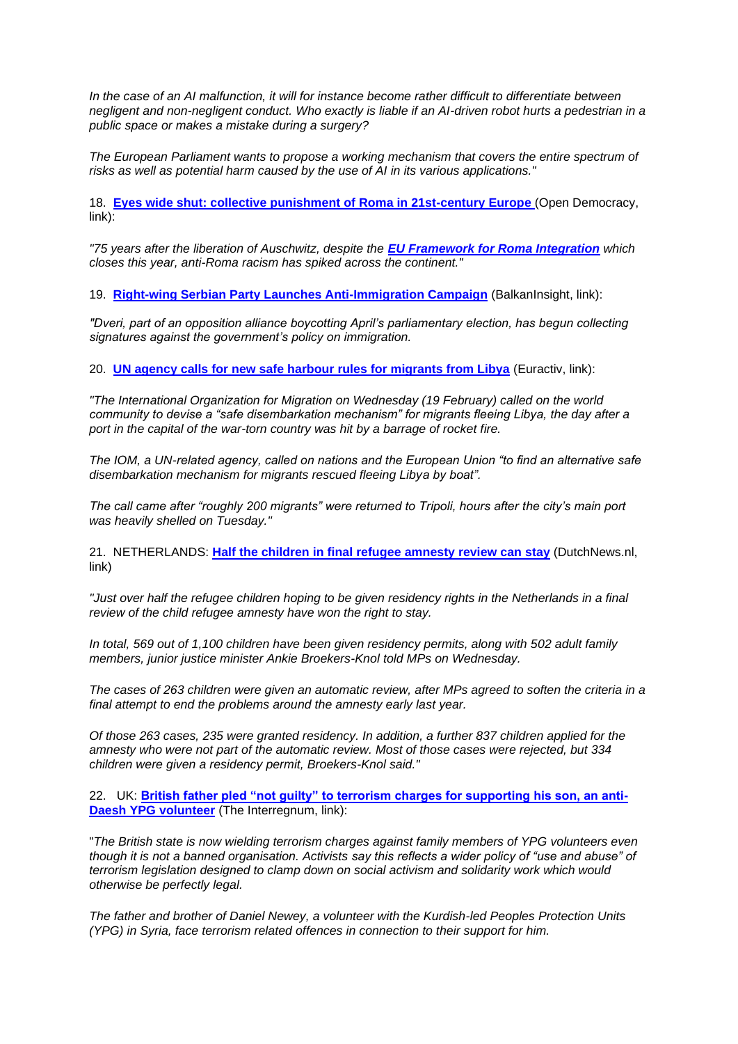*In the case of an AI malfunction, it will for instance become rather difficult to differentiate between negligent and non-negligent conduct. Who exactly is liable if an AI-driven robot hurts a pedestrian in a public space or makes a mistake during a surgery?*

*The European Parliament wants to propose a working mechanism that covers the entire spectrum of risks as well as potential harm caused by the use of AI in its various applications."*

18. **Eyes wide shut: collective punishment of Roma in 21st-century Europe** (Open Democracy, link):

*"75 years after the liberation of Auschwitz, despite the **EU Framework for Roma Integration** which closes this year, anti-Roma racism has spiked across the continent."*

19. **Right-wing Serbian Party Launches Anti-Immigration Campaign** (BalkanInsight, link):

*"Dveri, part of an opposition alliance boycotting April's parliamentary election, has begun collecting signatures against the government's policy on immigration.*

20. **UN agency calls for new safe harbour rules for migrants from Libya** (Euractiv, link):

*"The International Organization for Migration on Wednesday (19 February) called on the world community to devise a "safe disembarkation mechanism" for migrants fleeing Libya, the day after a port in the capital of the war-torn country was hit by a barrage of rocket fire.*

*The IOM, a UN-related agency, called on nations and the European Union "to find an alternative safe disembarkation mechanism for migrants rescued fleeing Libya by boat".*

*The call came after "roughly 200 migrants" were returned to Tripoli, hours after the city's main port was heavily shelled on Tuesday."*

21. NETHERLANDS: **Half the children in final refugee amnesty review can stay** (DutchNews.nl, link)

*"Just over half the refugee children hoping to be given residency rights in the Netherlands in a final review of the child refugee amnesty have won the right to stay.*

*In total, 569 out of 1,100 children have been given residency permits, along with 502 adult family members, junior justice minister Ankie Broekers-Knol told MPs on Wednesday.*

*The cases of 263 children were given an automatic review, after MPs agreed to soften the criteria in a final attempt to end the problems around the amnesty early last year.*

*Of those 263 cases, 235 were granted residency. In addition, a further 837 children applied for the amnesty who were not part of the automatic review. Most of those cases were rejected, but 334 children were given a residency permit, Broekers-Knol said."*

22. UK: **British father pled "not guilty" to terrorism charges for supporting his son, an anti-Daesh YPG volunteer** (The Interregnum, link):

"*The British state is now wielding terrorism charges against family members of YPG volunteers even though it is not a banned organisation. Activists say this reflects a wider policy of "use and abuse" of terrorism legislation designed to clamp down on social activism and solidarity work which would otherwise be perfectly legal.*

*The father and brother of Daniel Newey, a volunteer with the Kurdish-led Peoples Protection Units (YPG) in Syria, face terrorism related offences in connection to their support for him.*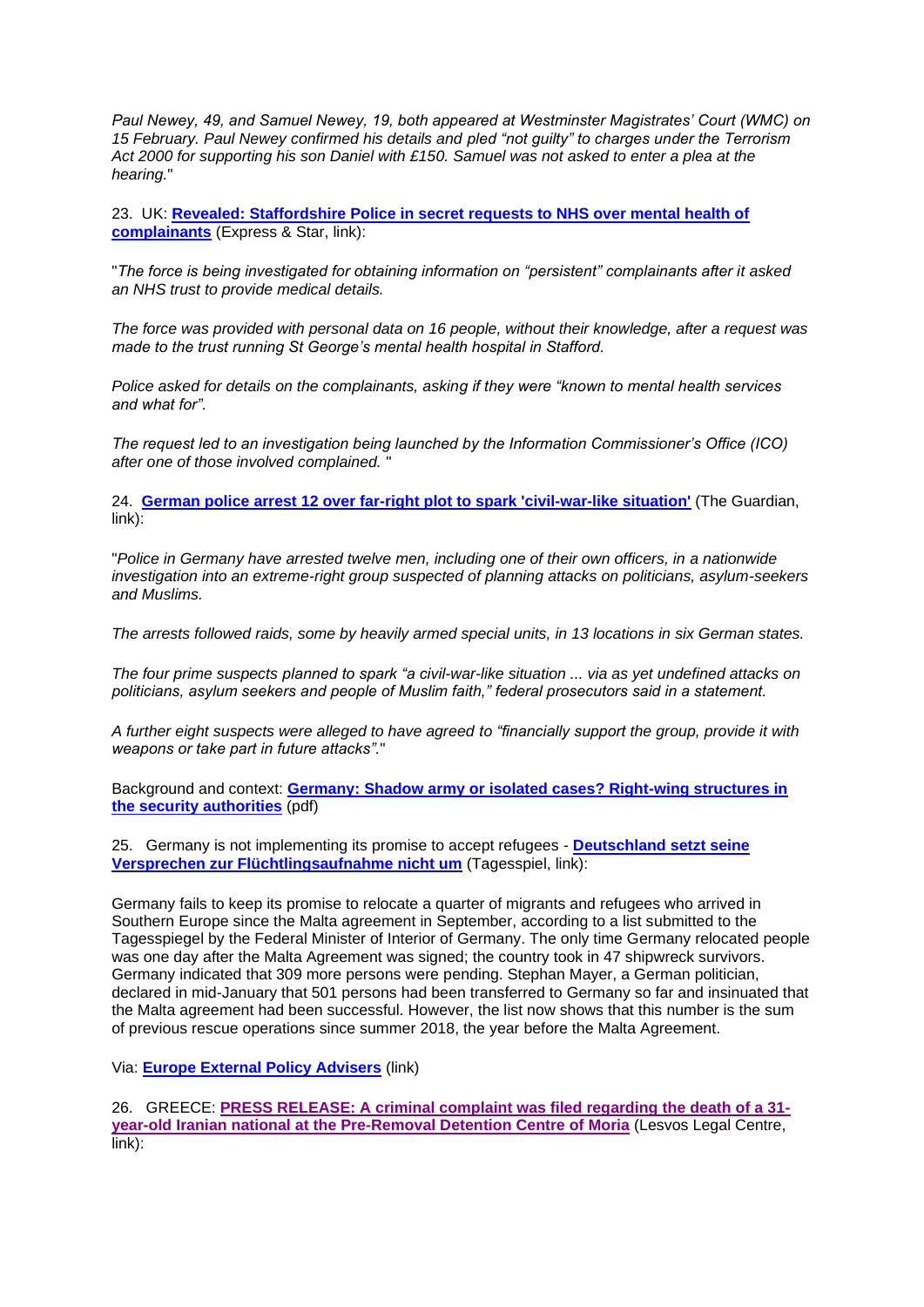*Paul Newey, 49, and Samuel Newey, 19, both appeared at Westminster Magistrates' Court (WMC) on 15 February. Paul Newey confirmed his details and pled "not guilty" to charges under the Terrorism Act 2000 for supporting his son Daniel with £150. Samuel was not asked to enter a plea at the hearing.*"

23. UK: **Revealed: Staffordshire Police in secret requests to NHS over mental health of complainants** (Express & Star, link):

"*The force is being investigated for obtaining information on "persistent" complainants after it asked an NHS trust to provide medical details.*

*The force was provided with personal data on 16 people, without their knowledge, after a request was made to the trust running St George's mental health hospital in Stafford.*

*Police asked for details on the complainants, asking if they were "known to mental health services and what for".*

*The request led to an investigation being launched by the Information Commissioner's Office (ICO) after one of those involved complained.* "

24. **German police arrest 12 over far-right plot to spark 'civil-war-like situation'** (The Guardian, link):

"*Police in Germany have arrested twelve men, including one of their own officers, in a nationwide investigation into an extreme-right group suspected of planning attacks on politicians, asylum-seekers and Muslims.*

*The arrests followed raids, some by heavily armed special units, in 13 locations in six German states.*

*The four prime suspects planned to spark "a civil-war-like situation ... via as yet undefined attacks on politicians, asylum seekers and people of Muslim faith," federal prosecutors said in a statement.*

*A further eight suspects were alleged to have agreed to "financially support the group, provide it with weapons or take part in future attacks".*"

Background and context: **Germany: Shadow army or isolated cases? Right-wing structures in the security authorities** (pdf)

25. Germany is not implementing its promise to accept refugees - **Deutschland setzt seine Versprechen zur Flüchtlingsaufnahme nicht um** (Tagesspiel, link):

Germany fails to keep its promise to relocate a quarter of migrants and refugees who arrived in Southern Europe since the Malta agreement in September, according to a list submitted to the Tagesspiegel by the Federal Minister of Interior of Germany. The only time Germany relocated people was one day after the Malta Agreement was signed; the country took in 47 shipwreck survivors. Germany indicated that 309 more persons were pending. Stephan Mayer, a German politician, declared in mid-January that 501 persons had been transferred to Germany so far and insinuated that the Malta agreement had been successful. However, the list now shows that this number is the sum of previous rescue operations since summer 2018, the year before the Malta Agreement.

Via: **Europe External Policy Advisers** (link)

26. GREECE: **PRESS RELEASE: A criminal complaint was filed regarding the death of a 31-year-old Iranian national at the Pre-Removal Detention Centre of Moria** (Lesvos Legal Centre, link):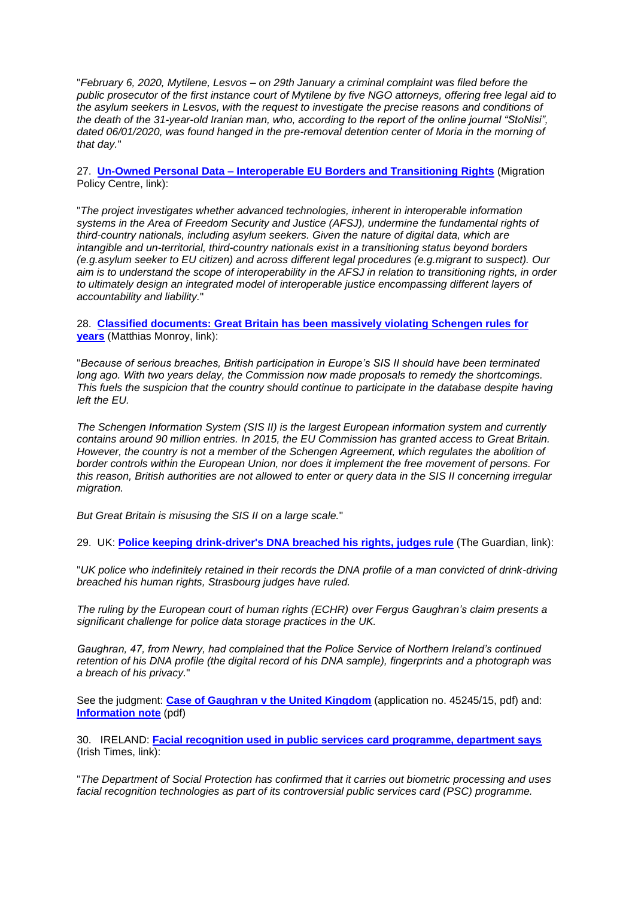"*February 6, 2020, Mytilene, Lesvos – on 29th January a criminal complaint was filed before the public prosecutor of the first instance court of Mytilene by five NGO attorneys, offering free legal aid to the asylum seekers in Lesvos, with the request to investigate the precise reasons and conditions of the death of the 31-year-old Iranian man, who, according to the report of the online journal "StoNisi", dated 06/01/2020, was found hanged in the pre-removal detention center of Moria in the morning of that day.*"

27. **Un-Owned Personal Data – Interoperable EU Borders and Transitioning Rights** (Migration Policy Centre, link):

"*The project investigates whether advanced technologies, inherent in interoperable information systems in the Area of Freedom Security and Justice (AFSJ), undermine the fundamental rights of third-country nationals, including asylum seekers. Given the nature of digital data, which are intangible and un-territorial, third-country nationals exist in a transitioning status beyond borders (e.g.asylum seeker to EU citizen) and across different legal procedures (e.g.migrant to suspect). Our aim is to understand the scope of interoperability in the AFSJ in relation to transitioning rights, in order to ultimately design an integrated model of interoperable justice encompassing different layers of accountability and liability.*"

28. **Classified documents: Great Britain has been massively violating Schengen rules for years** (Matthias Monroy, link):

"*Because of serious breaches, British participation in Europe's SIS II should have been terminated long ago. With two years delay, the Commission now made proposals to remedy the shortcomings. This fuels the suspicion that the country should continue to participate in the database despite having left the EU.*

*The Schengen Information System (SIS II) is the largest European information system and currently contains around 90 million entries. In 2015, the EU Commission has granted access to Great Britain. However, the country is not a member of the Schengen Agreement, which regulates the abolition of border controls within the European Union, nor does it implement the free movement of persons. For this reason, British authorities are not allowed to enter or query data in the SIS II concerning irregular migration.*

*But Great Britain is misusing the SIS II on a large scale.*"

29. UK: **Police keeping drink-driver's DNA breached his rights, judges rule** (The Guardian, link):

"*UK police who indefinitely retained in their records the DNA profile of a man convicted of drink-driving breached his human rights, Strasbourg judges have ruled.*

*The ruling by the European court of human rights (ECHR) over Fergus Gaughran's claim presents a significant challenge for police data storage practices in the UK.*

*Gaughran, 47, from Newry, had complained that the Police Service of Northern Ireland's continued retention of his DNA profile (the digital record of his DNA sample), fingerprints and a photograph was a breach of his privacy.*"

See the judgment: **Case of Gaughran v the United Kingdom** (application no. 45245/15, pdf) and: **Information note** (pdf)

30. IRELAND: **Facial recognition used in public services card programme, department says** (Irish Times, link):

"*The Department of Social Protection has confirmed that it carries out biometric processing and uses facial recognition technologies as part of its controversial public services card (PSC) programme.*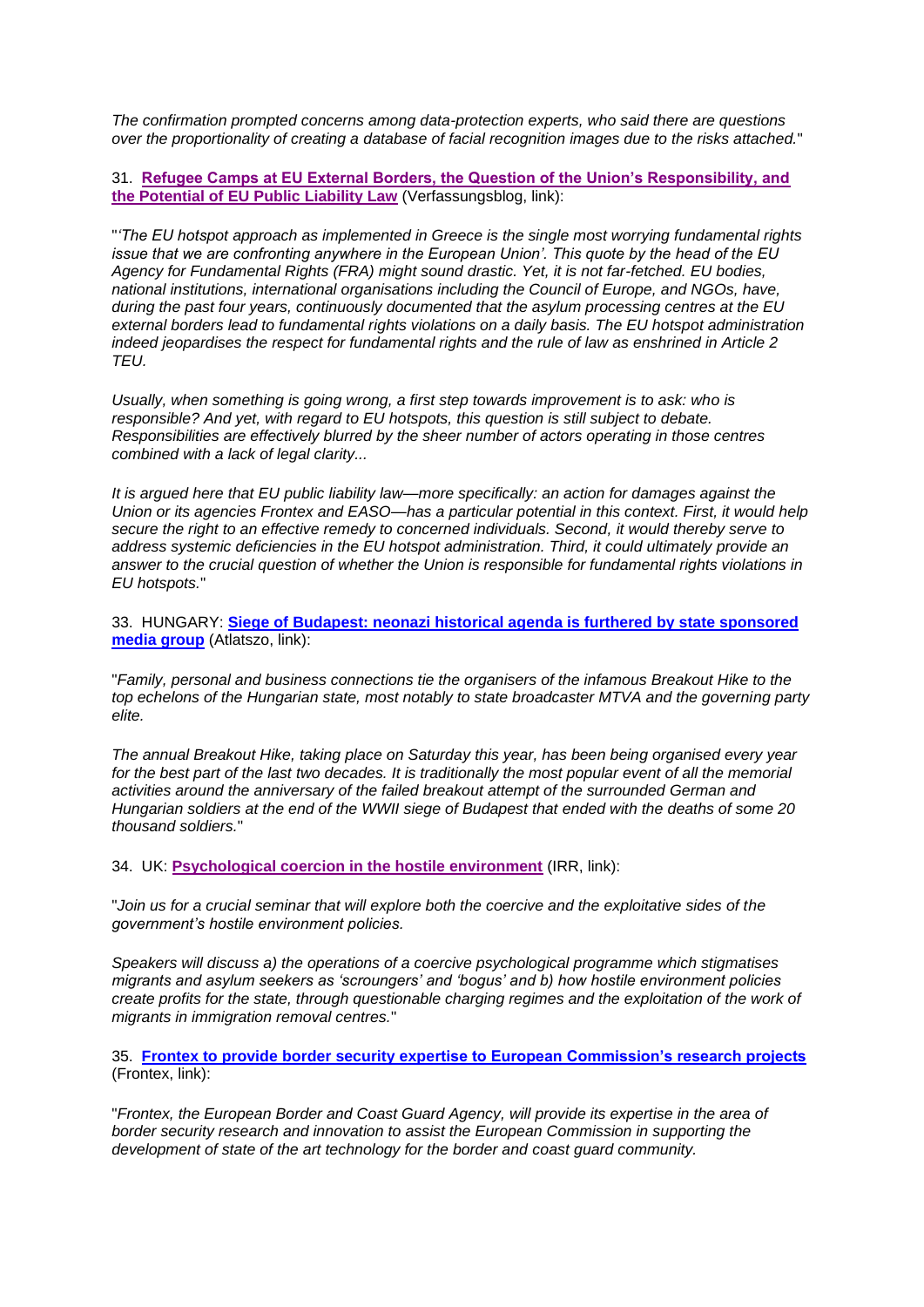*The confirmation prompted concerns among data-protection experts, who said there are questions over the proportionality of creating a database of facial recognition images due to the risks attached.*"

31. **Refugee Camps at EU External Borders, the Question of the Union's Responsibility, and the Potential of EU Public Liability Law** (Verfassungsblog, link):

"*'The EU hotspot approach as implemented in Greece is the single most worrying fundamental rights issue that we are confronting anywhere in the European Union'. This quote by the head of the EU Agency for Fundamental Rights (FRA) might sound drastic. Yet, it is not far-fetched. EU bodies, national institutions, international organisations including the Council of Europe, and NGOs, have, during the past four years, continuously documented that the asylum processing centres at the EU external borders lead to fundamental rights violations on a daily basis. The EU hotspot administration indeed jeopardises the respect for fundamental rights and the rule of law as enshrined in Article 2 TEU.*

*Usually, when something is going wrong, a first step towards improvement is to ask: who is responsible? And yet, with regard to EU hotspots, this question is still subject to debate. Responsibilities are effectively blurred by the sheer number of actors operating in those centres combined with a lack of legal clarity...*

*It is argued here that EU public liability law—more specifically: an action for damages against the Union or its agencies Frontex and EASO—has a particular potential in this context. First, it would help secure the right to an effective remedy to concerned individuals. Second, it would thereby serve to address systemic deficiencies in the EU hotspot administration. Third, it could ultimately provide an answer to the crucial question of whether the Union is responsible for fundamental rights violations in EU hotspots.*"

33. HUNGARY: **Siege of Budapest: neonazi historical agenda is furthered by state sponsored media group** (Atlatszo, link):

"*Family, personal and business connections tie the organisers of the infamous Breakout Hike to the top echelons of the Hungarian state, most notably to state broadcaster MTVA and the governing party elite.*

*The annual Breakout Hike, taking place on Saturday this year, has been being organised every year for the best part of the last two decades. It is traditionally the most popular event of all the memorial activities around the anniversary of the failed breakout attempt of the surrounded German and Hungarian soldiers at the end of the WWII siege of Budapest that ended with the deaths of some 20 thousand soldiers.*"

34. UK: **Psychological coercion in the hostile environment** (IRR, link):

"*Join us for a crucial seminar that will explore both the coercive and the exploitative sides of the government's hostile environment policies.*

*Speakers will discuss a) the operations of a coercive psychological programme which stigmatises migrants and asylum seekers as 'scroungers' and 'bogus' and b) how hostile environment policies create profits for the state, through questionable charging regimes and the exploitation of the work of migrants in immigration removal centres.*"

35. **Frontex to provide border security expertise to European Commission's research projects** (Frontex, link):

"*Frontex, the European Border and Coast Guard Agency, will provide its expertise in the area of border security research and innovation to assist the European Commission in supporting the development of state of the art technology for the border and coast guard community.*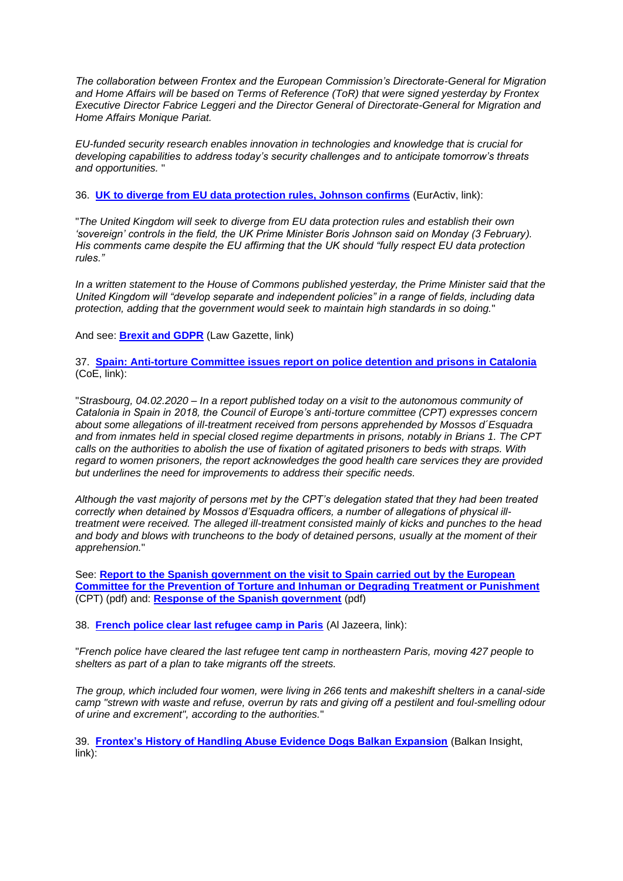*The collaboration between Frontex and the European Commission's Directorate-General for Migration and Home Affairs will be based on Terms of Reference (ToR) that were signed yesterday by Frontex Executive Director Fabrice Leggeri and the Director General of Directorate-General for Migration and Home Affairs Monique Pariat.*

*EU-funded security research enables innovation in technologies and knowledge that is crucial for developing capabilities to address today's security challenges and to anticipate tomorrow's threats and opportunities.* "

36. **UK to diverge from EU data protection rules, Johnson confirms** (EurActiv, link):

"*The United Kingdom will seek to diverge from EU data protection rules and establish their own 'sovereign' controls in the field, the UK Prime Minister Boris Johnson said on Monday (3 February). His comments came despite the EU affirming that the UK should "fully respect EU data protection rules."*

*In a written statement to the House of Commons published yesterday, the Prime Minister said that the United Kingdom will "develop separate and independent policies" in a range of fields, including data protection, adding that the government would seek to maintain high standards in so doing.*"

And see: **Brexit and GDPR** (Law Gazette, link)

37. **Spain: Anti-torture Committee issues report on police detention and prisons in Catalonia** (CoE, link):

"*Strasbourg, 04.02.2020 – In a report published today on a visit to the autonomous community of Catalonia in Spain in 2018, the Council of Europe's anti-torture committee (CPT) expresses concern about some allegations of ill-treatment received from persons apprehended by Mossos d´Esquadra and from inmates held in special closed regime departments in prisons, notably in Brians 1. The CPT calls on the authorities to abolish the use of fixation of agitated prisoners to beds with straps. With regard to women prisoners, the report acknowledges the good health care services they are provided but underlines the need for improvements to address their specific needs.*

*Although the vast majority of persons met by the CPT's delegation stated that they had been treated correctly when detained by Mossos d'Esquadra officers, a number of allegations of physical ill-treatment were received. The alleged ill-treatment consisted mainly of kicks and punches to the head and body and blows with truncheons to the body of detained persons, usually at the moment of their apprehension.*"

See: **Report to the Spanish government on the visit to Spain carried out by the European Committee for the Prevention of Torture and Inhuman or Degrading Treatment or Punishment** (CPT) (pdf) and: **Response of the Spanish government** (pdf)

38. **French police clear last refugee camp in Paris** (Al Jazeera, link):

"*French police have cleared the last refugee tent camp in northeastern Paris, moving 427 people to shelters as part of a plan to take migrants off the streets.*

*The group, which included four women, were living in 266 tents and makeshift shelters in a canal-side camp "strewn with waste and refuse, overrun by rats and giving off a pestilent and foul-smelling odour of urine and excrement", according to the authorities.*"

39. **Frontex's History of Handling Abuse Evidence Dogs Balkan Expansion** (Balkan Insight, link):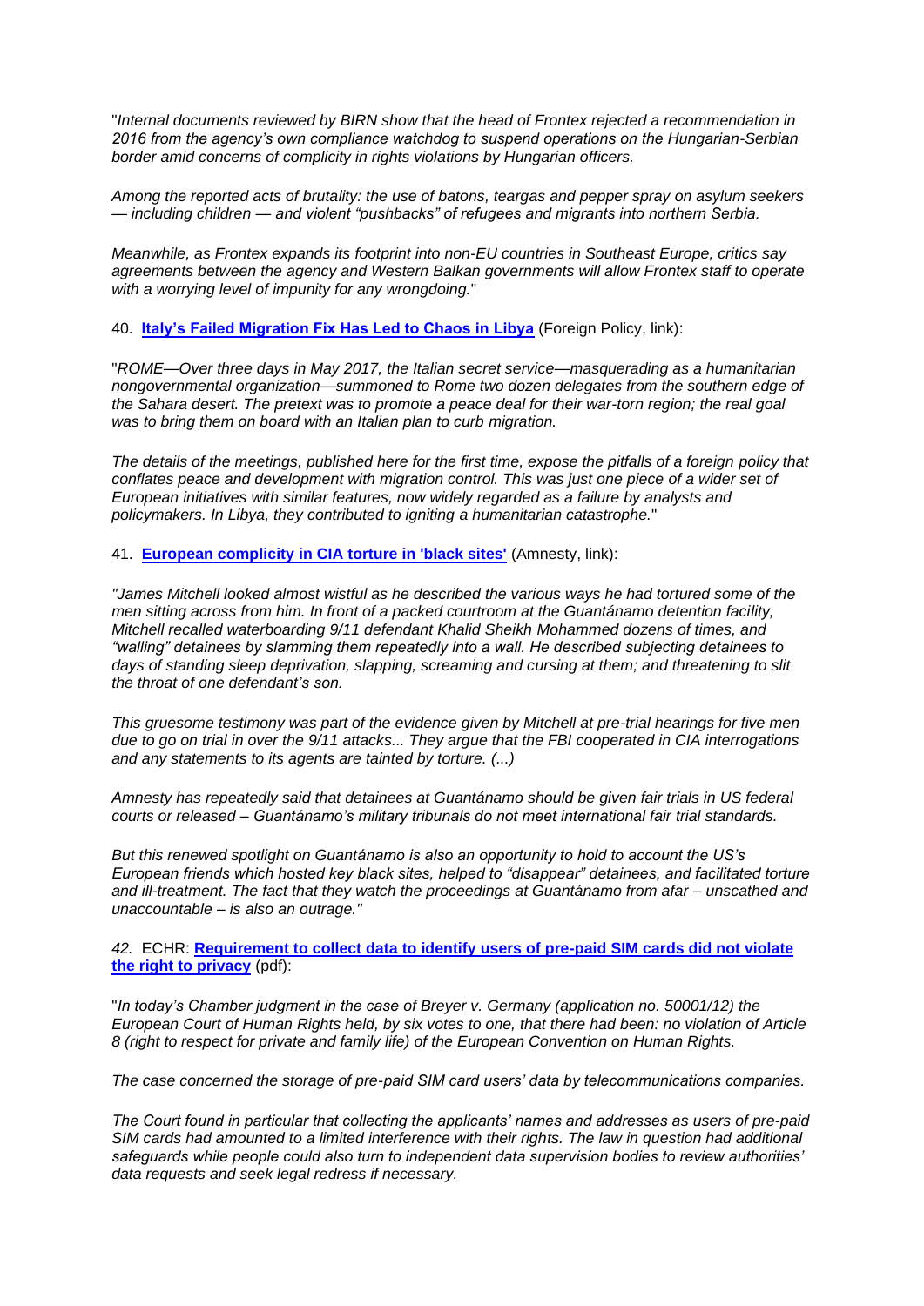"*Internal documents reviewed by BIRN show that the head of Frontex rejected a recommendation in 2016 from the agency's own compliance watchdog to suspend operations on the Hungarian-Serbian border amid concerns of complicity in rights violations by Hungarian officers.*

*Among the reported acts of brutality: the use of batons, teargas and pepper spray on asylum seekers — including children — and violent "pushbacks" of refugees and migrants into northern Serbia.*

*Meanwhile, as Frontex expands its footprint into non-EU countries in Southeast Europe, critics say agreements between the agency and Western Balkan governments will allow Frontex staff to operate with a worrying level of impunity for any wrongdoing.*"

40. **Italy's Failed Migration Fix Has Led to Chaos in Libya** (Foreign Policy, link):

"*ROME—Over three days in May 2017, the Italian secret service—masquerading as a humanitarian nongovernmental organization—summoned to Rome two dozen delegates from the southern edge of the Sahara desert. The pretext was to promote a peace deal for their war-torn region; the real goal was to bring them on board with an Italian plan to curb migration.*

*The details of the meetings, published here for the first time, expose the pitfalls of a foreign policy that conflates peace and development with migration control. This was just one piece of a wider set of European initiatives with similar features, now widely regarded as a failure by analysts and policymakers. In Libya, they contributed to igniting a humanitarian catastrophe.*"

41. **European complicity in CIA torture in 'black sites'** (Amnesty, link):

*"James Mitchell looked almost wistful as he described the various ways he had tortured some of the men sitting across from him. In front of a packed courtroom at the Guantánamo detention facility, Mitchell recalled waterboarding 9/11 defendant Khalid Sheikh Mohammed dozens of times, and "walling" detainees by slamming them repeatedly into a wall. He described subjecting detainees to days of standing sleep deprivation, slapping, screaming and cursing at them; and threatening to slit the throat of one defendant's son.*

*This gruesome testimony was part of the evidence given by Mitchell at pre-trial hearings for five men due to go on trial in over the 9/11 attacks... They argue that the FBI cooperated in CIA interrogations and any statements to its agents are tainted by torture. (...)*

*Amnesty has repeatedly said that detainees at Guantánamo should be given fair trials in US federal courts or released – Guantánamo's military tribunals do not meet international fair trial standards.*

*But this renewed spotlight on Guantánamo is also an opportunity to hold to account the US's European friends which hosted key black sites, helped to "disappear" detainees, and facilitated torture and ill-treatment. The fact that they watch the proceedings at Guantánamo from afar – unscathed and unaccountable – is also an outrage."*

*42.* ECHR: **Requirement to collect data to identify users of pre-paid SIM cards did not violate the right to privacy** (pdf):

"*In today's Chamber judgment in the case of Breyer v. Germany (application no. 50001/12) the European Court of Human Rights held, by six votes to one, that there had been: no violation of Article 8 (right to respect for private and family life) of the European Convention on Human Rights.*

*The case concerned the storage of pre-paid SIM card users' data by telecommunications companies.*

*The Court found in particular that collecting the applicants' names and addresses as users of pre-paid SIM cards had amounted to a limited interference with their rights. The law in question had additional safeguards while people could also turn to independent data supervision bodies to review authorities' data requests and seek legal redress if necessary.*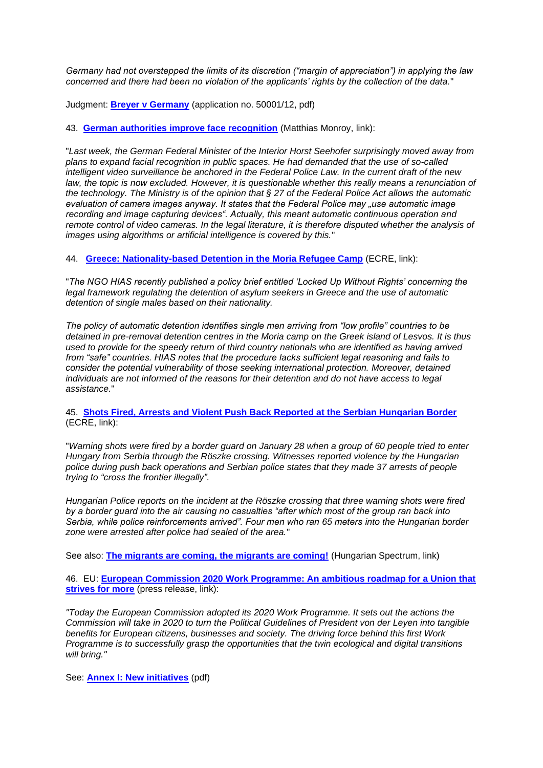*Germany had not overstepped the limits of its discretion ("margin of appreciation") in applying the law concerned and there had been no violation of the applicants' rights by the collection of the data.*"

Judgment: **Breyer v Germany** (application no. 50001/12, pdf)

43. **German authorities improve face recognition** (Matthias Monroy, link):

"*Last week, the German Federal Minister of the Interior Horst Seehofer surprisingly moved away from plans to expand facial recognition in public spaces. He had demanded that the use of so-called intelligent video surveillance be anchored in the Federal Police Law. In the current draft of the new law, the topic is now excluded. However, it is questionable whether this really means a renunciation of the technology. The Ministry is of the opinion that § 27 of the Federal Police Act allows the automatic evaluation of camera images anyway. It states that the Federal Police may „use automatic image recording and image capturing devices". Actually, this meant automatic continuous operation and remote control of video cameras. In the legal literature, it is therefore disputed whether the analysis of images using algorithms or artificial intelligence is covered by this.*"

44. **Greece: Nationality-based Detention in the Moria Refugee Camp** (ECRE, link):

"*The NGO HIAS recently published a policy brief entitled 'Locked Up Without Rights' concerning the legal framework regulating the detention of asylum seekers in Greece and the use of automatic detention of single males based on their nationality.*

*The policy of automatic detention identifies single men arriving from "low profile" countries to be detained in pre-removal detention centres in the Moria camp on the Greek island of Lesvos. It is thus used to provide for the speedy return of third country nationals who are identified as having arrived from "safe" countries. HIAS notes that the procedure lacks sufficient legal reasoning and fails to consider the potential vulnerability of those seeking international protection. Moreover, detained individuals are not informed of the reasons for their detention and do not have access to legal assistance.*"

45. **Shots Fired, Arrests and Violent Push Back Reported at the Serbian Hungarian Border** (ECRE, link):

"*Warning shots were fired by a border guard on January 28 when a group of 60 people tried to enter Hungary from Serbia through the Röszke crossing. Witnesses reported violence by the Hungarian police during push back operations and Serbian police states that they made 37 arrests of people trying to "cross the frontier illegally".*

*Hungarian Police reports on the incident at the Röszke crossing that three warning shots were fired by a border guard into the air causing no casualties "after which most of the group ran back into Serbia, while police reinforcements arrived". Four men who ran 65 meters into the Hungarian border zone were arrested after police had sealed of the area.*"

See also: **The migrants are coming, the migrants are coming!** (Hungarian Spectrum, link)

46. EU: **European Commission 2020 Work Programme: An ambitious roadmap for a Union that strives for more** (press release, link):

*"Today the European Commission adopted its 2020 Work Programme. It sets out the actions the Commission will take in 2020 to turn the Political Guidelines of President von der Leyen into tangible benefits for European citizens, businesses and society. The driving force behind this first Work Programme is to successfully grasp the opportunities that the twin ecological and digital transitions will bring."*

See: **Annex I: New initiatives** (pdf)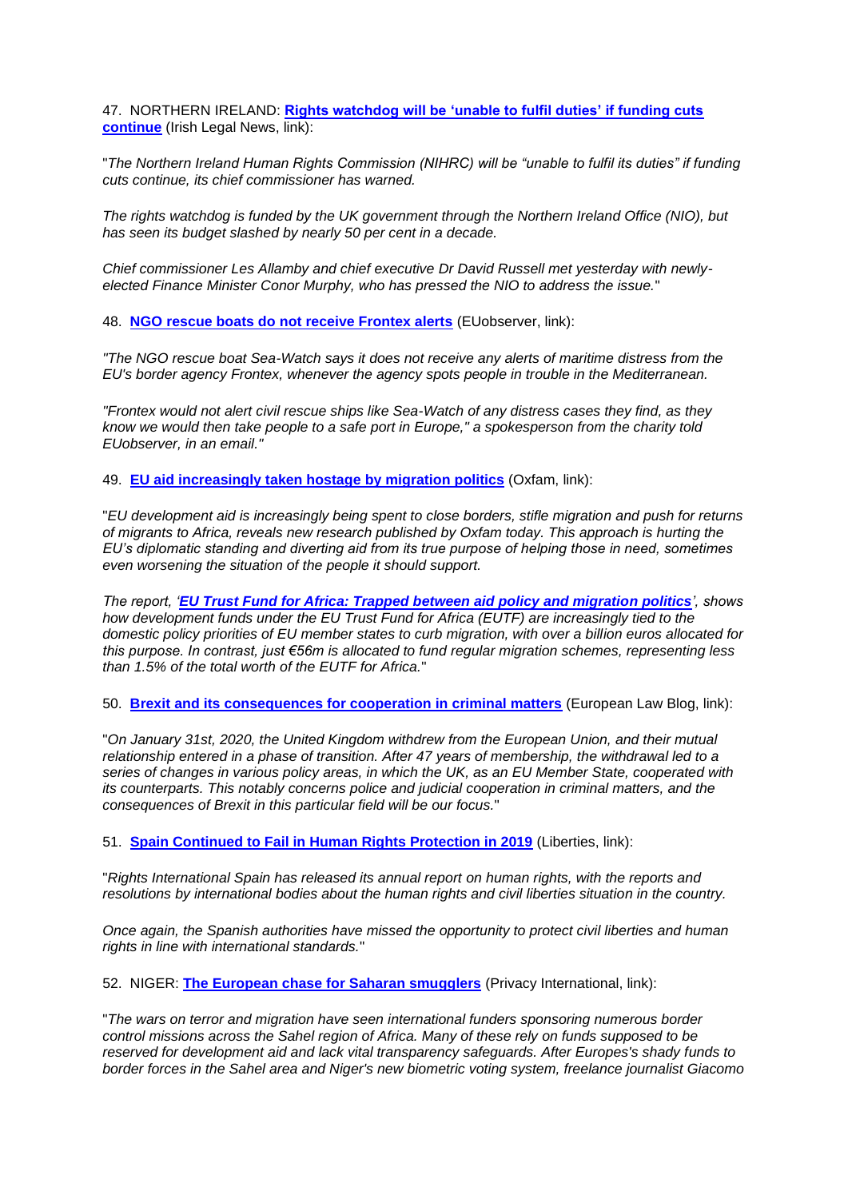47. NORTHERN IRELAND: **Rights watchdog will be 'unable to fulfil duties' if funding cuts continue** (Irish Legal News, link):

"*The Northern Ireland Human Rights Commission (NIHRC) will be "unable to fulfil its duties" if funding cuts continue, its chief commissioner has warned.*

*The rights watchdog is funded by the UK government through the Northern Ireland Office (NIO), but has seen its budget slashed by nearly 50 per cent in a decade.*

*Chief commissioner Les Allamby and chief executive Dr David Russell met yesterday with newly-elected Finance Minister Conor Murphy, who has pressed the NIO to address the issue.*"

48. **NGO rescue boats do not receive Frontex alerts** (EUobserver, link):

*"The NGO rescue boat Sea-Watch says it does not receive any alerts of maritime distress from the EU's border agency Frontex, whenever the agency spots people in trouble in the Mediterranean.*

*"Frontex would not alert civil rescue ships like Sea-Watch of any distress cases they find, as they know we would then take people to a safe port in Europe," a spokesperson from the charity told EUobserver, in an email."*

49. **EU aid increasingly taken hostage by migration politics** (Oxfam, link):

"*EU development aid is increasingly being spent to close borders, stifle migration and push for returns of migrants to Africa, reveals new research published by Oxfam today. This approach is hurting the EU's diplomatic standing and diverting aid from its true purpose of helping those in need, sometimes even worsening the situation of the people it should support.*

*The report, '**EU Trust Fund for Africa: Trapped between aid policy and migration politics**', shows how development funds under the EU Trust Fund for Africa (EUTF) are increasingly tied to the domestic policy priorities of EU member states to curb migration, with over a billion euros allocated for this purpose. In contrast, just €56m is allocated to fund regular migration schemes, representing less than 1.5% of the total worth of the EUTF for Africa.*"

50. **Brexit and its consequences for cooperation in criminal matters** (European Law Blog, link):

"*On January 31st, 2020, the United Kingdom withdrew from the European Union, and their mutual relationship entered in a phase of transition. After 47 years of membership, the withdrawal led to a series of changes in various policy areas, in which the UK, as an EU Member State, cooperated with its counterparts. This notably concerns police and judicial cooperation in criminal matters, and the consequences of Brexit in this particular field will be our focus.*"

51. **Spain Continued to Fail in Human Rights Protection in 2019** (Liberties, link):

"*Rights International Spain has released its annual report on human rights, with the reports and resolutions by international bodies about the human rights and civil liberties situation in the country.*

*Once again, the Spanish authorities have missed the opportunity to protect civil liberties and human rights in line with international standards.*"

52. NIGER: **The European chase for Saharan smugglers** (Privacy International, link):

"*The wars on terror and migration have seen international funders sponsoring numerous border control missions across the Sahel region of Africa. Many of these rely on funds supposed to be reserved for development aid and lack vital transparency safeguards. After Europes's shady funds to border forces in the Sahel area and Niger's new biometric voting system, freelance journalist Giacomo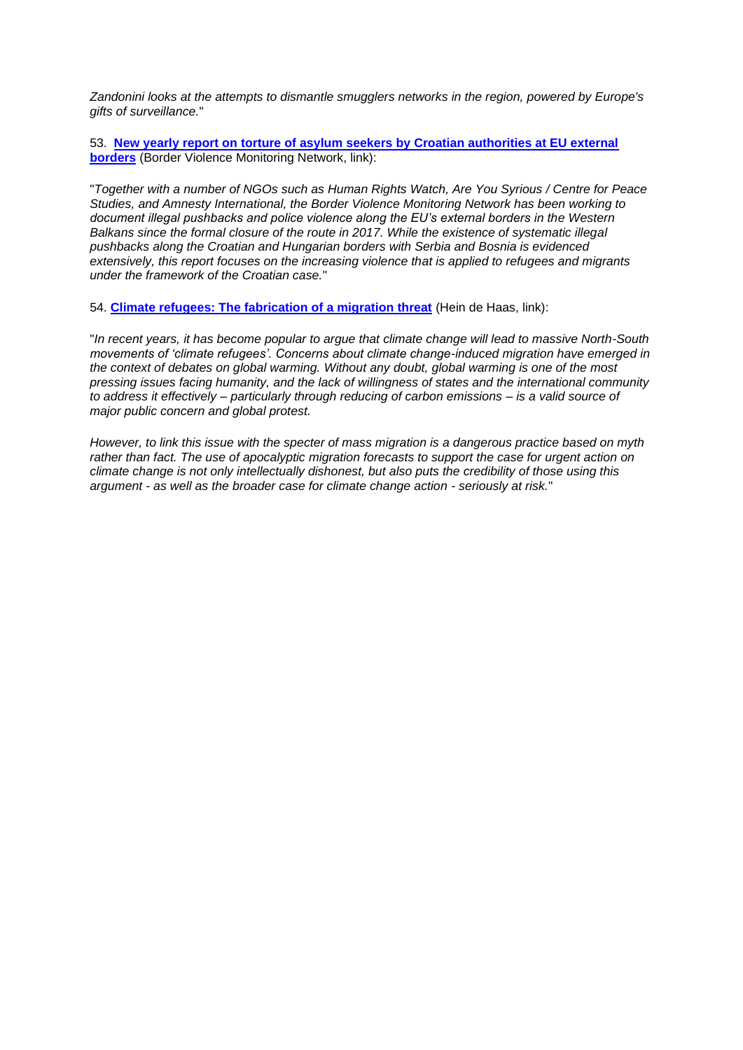*Zandonini looks at the attempts to dismantle smugglers networks in the region, powered by Europe's gifts of surveillance.*"

53. **New yearly report on torture of asylum seekers by Croatian authorities at EU external borders** (Border Violence Monitoring Network, link):

"*Together with a number of NGOs such as Human Rights Watch, Are You Syrious / Centre for Peace Studies, and Amnesty International, the Border Violence Monitoring Network has been working to document illegal pushbacks and police violence along the EU's external borders in the Western Balkans since the formal closure of the route in 2017. While the existence of systematic illegal pushbacks along the Croatian and Hungarian borders with Serbia and Bosnia is evidenced extensively, this report focuses on the increasing violence that is applied to refugees and migrants under the framework of the Croatian case.*"

54. **Climate refugees: The fabrication of a migration threat** (Hein de Haas, link):

"*In recent years, it has become popular to argue that climate change will lead to massive North-South movements of 'climate refugees'. Concerns about climate change-induced migration have emerged in the context of debates on global warming. Without any doubt, global warming is one of the most pressing issues facing humanity, and the lack of willingness of states and the international community to address it effectively – particularly through reducing of carbon emissions – is a valid source of major public concern and global protest.*

*However, to link this issue with the specter of mass migration is a dangerous practice based on myth rather than fact. The use of apocalyptic migration forecasts to support the case for urgent action on climate change is not only intellectually dishonest, but also puts the credibility of those using this argument - as well as the broader case for climate change action - seriously at risk.*"